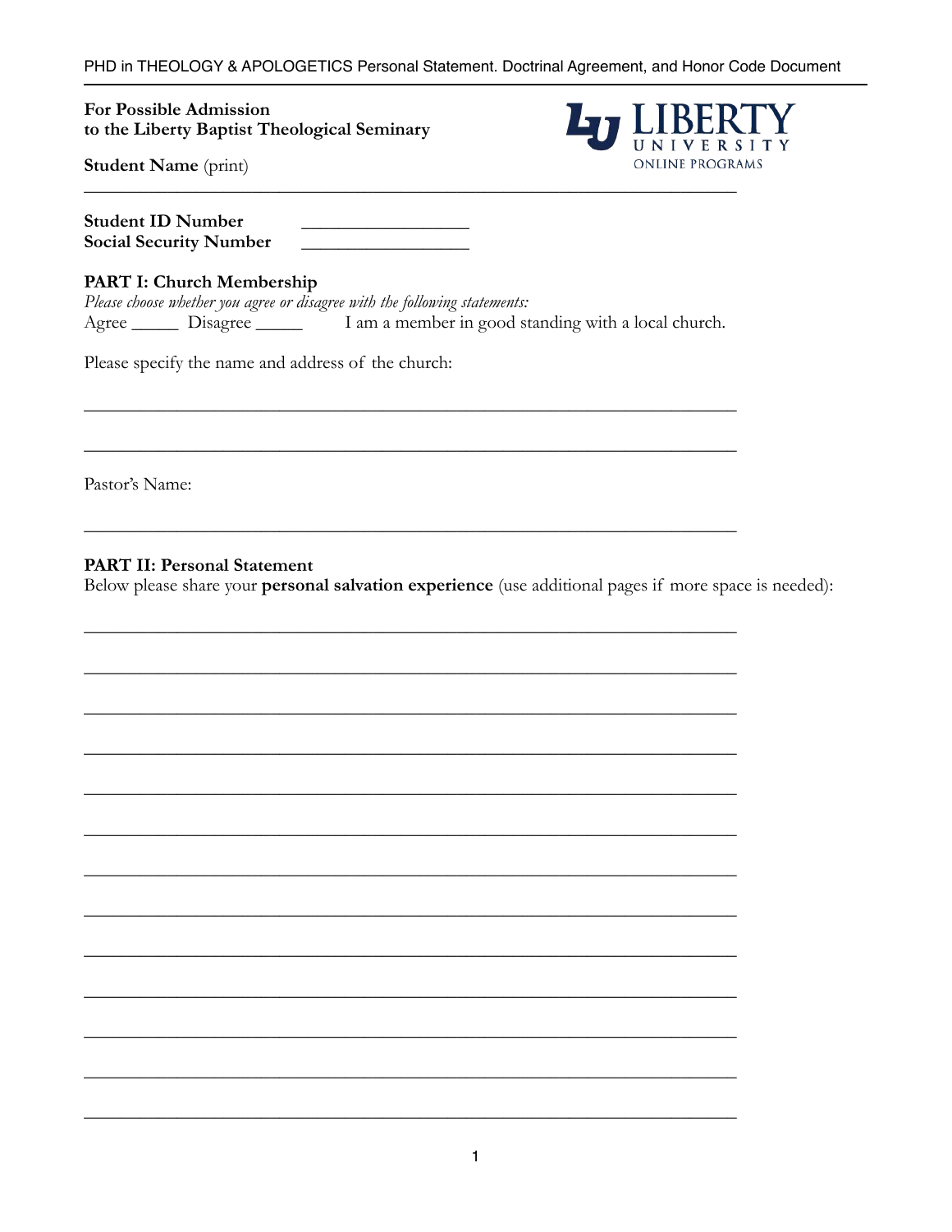PHD in THEOLOGY & APOLOGETICS Personal Statement. Doctrinal Agreement, and Honor Code Document

**For Possible Admission**
**to the Liberty Baptist Theological Seminary**

LIBERTY UNIVERSITY ONLINE PROGRAMS

**Student Name** (print)

___________________________________________________________________________

**Student ID Number** __________________
**Social Security Number** __________________

## PART I: Church Membership

*Please choose whether you agree or disagree with the following statements:*

Agree _____ Disagree _____ I am a member in good standing with a local church.

Please specify the name and address of the church:

___________________________________________________________________________

___________________________________________________________________________

Pastor's Name:

___________________________________________________________________________

## PART II: Personal Statement

Below please share your **personal salvation experience** (use additional pages if more space is needed):

___________________________________________________________________________

___________________________________________________________________________

___________________________________________________________________________

___________________________________________________________________________

___________________________________________________________________________

___________________________________________________________________________

___________________________________________________________________________

___________________________________________________________________________

___________________________________________________________________________

___________________________________________________________________________

___________________________________________________________________________

___________________________________________________________________________

___________________________________________________________________________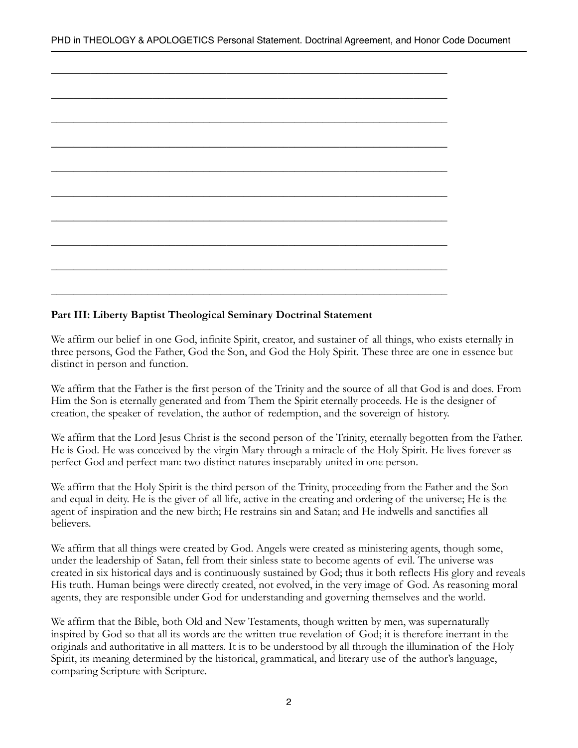___________________________________________________________________________

___________________________________________________________________________

___________________________________________________________________________

___________________________________________________________________________

___________________________________________________________________________

___________________________________________________________________________

___________________________________________________________________________

___________________________________________________________________________

___________________________________________________________________________

___________________________________________________________________________

**Part III: Liberty Baptist Theological Seminary Doctrinal Statement**

We affirm our belief in one God, infinite Spirit, creator, and sustainer of all things, who exists eternally in three persons, God the Father, God the Son, and God the Holy Spirit. These three are one in essence but distinct in person and function.

We affirm that the Father is the first person of the Trinity and the source of all that God is and does. From Him the Son is eternally generated and from Them the Spirit eternally proceeds. He is the designer of creation, the speaker of revelation, the author of redemption, and the sovereign of history.

We affirm that the Lord Jesus Christ is the second person of the Trinity, eternally begotten from the Father. He is God. He was conceived by the virgin Mary through a miracle of the Holy Spirit. He lives forever as perfect God and perfect man: two distinct natures inseparably united in one person.

We affirm that the Holy Spirit is the third person of the Trinity, proceeding from the Father and the Son and equal in deity. He is the giver of all life, active in the creating and ordering of the universe; He is the agent of inspiration and the new birth; He restrains sin and Satan; and He indwells and sanctifies all believers.

We affirm that all things were created by God. Angels were created as ministering agents, though some, under the leadership of Satan, fell from their sinless state to become agents of evil. The universe was created in six historical days and is continuously sustained by God; thus it both reflects His glory and reveals His truth. Human beings were directly created, not evolved, in the very image of God. As reasoning moral agents, they are responsible under God for understanding and governing themselves and the world.

We affirm that the Bible, both Old and New Testaments, though written by men, was supernaturally inspired by God so that all its words are the written true revelation of God; it is therefore inerrant in the originals and authoritative in all matters. It is to be understood by all through the illumination of the Holy Spirit, its meaning determined by the historical, grammatical, and literary use of the author's language, comparing Scripture with Scripture.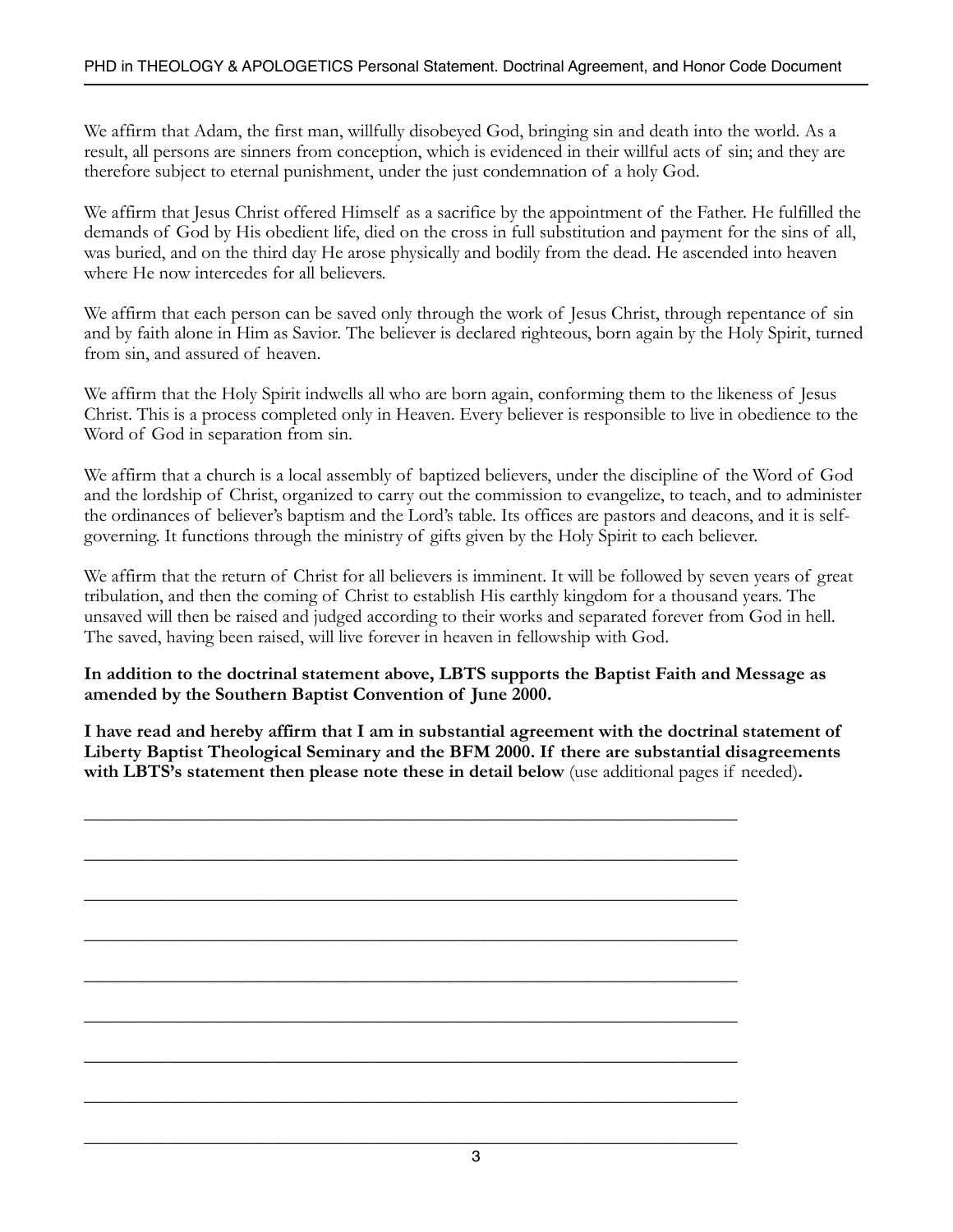We affirm that Adam, the first man, willfully disobeyed God, bringing sin and death into the world. As a result, all persons are sinners from conception, which is evidenced in their willful acts of sin; and they are therefore subject to eternal punishment, under the just condemnation of a holy God.

We affirm that Jesus Christ offered Himself as a sacrifice by the appointment of the Father. He fulfilled the demands of God by His obedient life, died on the cross in full substitution and payment for the sins of all, was buried, and on the third day He arose physically and bodily from the dead. He ascended into heaven where He now intercedes for all believers.

We affirm that each person can be saved only through the work of Jesus Christ, through repentance of sin and by faith alone in Him as Savior. The believer is declared righteous, born again by the Holy Spirit, turned from sin, and assured of heaven.

We affirm that the Holy Spirit indwells all who are born again, conforming them to the likeness of Jesus Christ. This is a process completed only in Heaven. Every believer is responsible to live in obedience to the Word of God in separation from sin.

We affirm that a church is a local assembly of baptized believers, under the discipline of the Word of God and the lordship of Christ, organized to carry out the commission to evangelize, to teach, and to administer the ordinances of believer's baptism and the Lord's table. Its offices are pastors and deacons, and it is self-governing. It functions through the ministry of gifts given by the Holy Spirit to each believer.

We affirm that the return of Christ for all believers is imminent. It will be followed by seven years of great tribulation, and then the coming of Christ to establish His earthly kingdom for a thousand years. The unsaved will then be raised and judged according to their works and separated forever from God in hell. The saved, having been raised, will live forever in heaven in fellowship with God.

**In addition to the doctrinal statement above, LBTS supports the Baptist Faith and Message as amended by the Southern Baptist Convention of June 2000.**

**I have read and hereby affirm that I am in substantial agreement with the doctrinal statement of Liberty Baptist Theological Seminary and the BFM 2000. If there are substantial disagreements with LBTS's statement then please note these in detail below** (use additional pages if needed)**.**

\_\_\_\_\_\_\_\_\_\_\_\_\_\_\_\_\_\_\_\_\_\_\_\_\_\_\_\_\_\_\_\_\_\_\_\_\_\_\_\_\_\_\_\_\_\_\_\_\_\_\_\_\_\_\_\_\_\_\_\_\_\_\_\_\_\_\_\_\_\_

\_\_\_\_\_\_\_\_\_\_\_\_\_\_\_\_\_\_\_\_\_\_\_\_\_\_\_\_\_\_\_\_\_\_\_\_\_\_\_\_\_\_\_\_\_\_\_\_\_\_\_\_\_\_\_\_\_\_\_\_\_\_\_\_\_\_\_\_\_\_

\_\_\_\_\_\_\_\_\_\_\_\_\_\_\_\_\_\_\_\_\_\_\_\_\_\_\_\_\_\_\_\_\_\_\_\_\_\_\_\_\_\_\_\_\_\_\_\_\_\_\_\_\_\_\_\_\_\_\_\_\_\_\_\_\_\_\_\_\_\_

\_\_\_\_\_\_\_\_\_\_\_\_\_\_\_\_\_\_\_\_\_\_\_\_\_\_\_\_\_\_\_\_\_\_\_\_\_\_\_\_\_\_\_\_\_\_\_\_\_\_\_\_\_\_\_\_\_\_\_\_\_\_\_\_\_\_\_\_\_\_

\_\_\_\_\_\_\_\_\_\_\_\_\_\_\_\_\_\_\_\_\_\_\_\_\_\_\_\_\_\_\_\_\_\_\_\_\_\_\_\_\_\_\_\_\_\_\_\_\_\_\_\_\_\_\_\_\_\_\_\_\_\_\_\_\_\_\_\_\_\_

\_\_\_\_\_\_\_\_\_\_\_\_\_\_\_\_\_\_\_\_\_\_\_\_\_\_\_\_\_\_\_\_\_\_\_\_\_\_\_\_\_\_\_\_\_\_\_\_\_\_\_\_\_\_\_\_\_\_\_\_\_\_\_\_\_\_\_\_\_\_

\_\_\_\_\_\_\_\_\_\_\_\_\_\_\_\_\_\_\_\_\_\_\_\_\_\_\_\_\_\_\_\_\_\_\_\_\_\_\_\_\_\_\_\_\_\_\_\_\_\_\_\_\_\_\_\_\_\_\_\_\_\_\_\_\_\_\_\_\_\_

\_\_\_\_\_\_\_\_\_\_\_\_\_\_\_\_\_\_\_\_\_\_\_\_\_\_\_\_\_\_\_\_\_\_\_\_\_\_\_\_\_\_\_\_\_\_\_\_\_\_\_\_\_\_\_\_\_\_\_\_\_\_\_\_\_\_\_\_\_\_

\_\_\_\_\_\_\_\_\_\_\_\_\_\_\_\_\_\_\_\_\_\_\_\_\_\_\_\_\_\_\_\_\_\_\_\_\_\_\_\_\_\_\_\_\_\_\_\_\_\_\_\_\_\_\_\_\_\_\_\_\_\_\_\_\_\_\_\_\_\_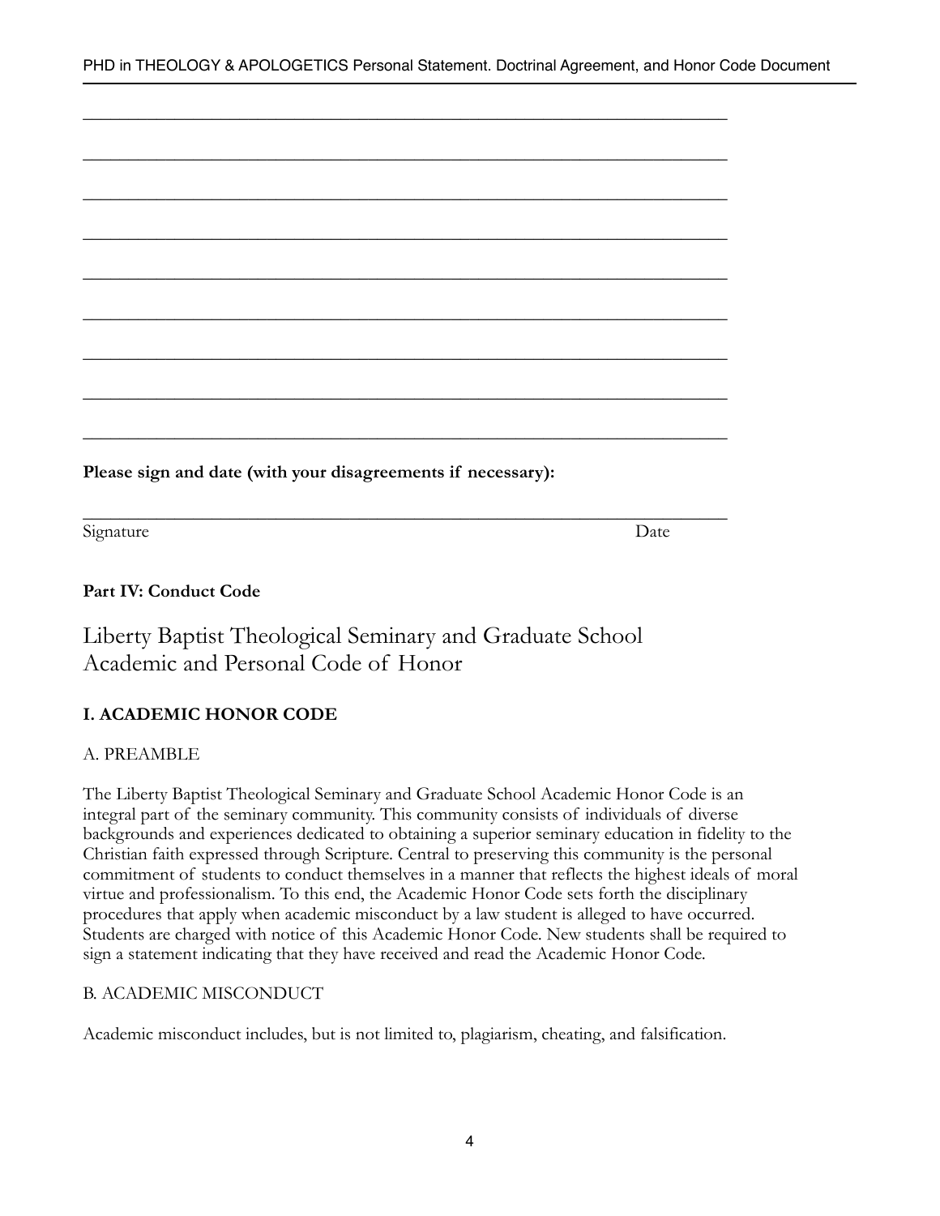\_\_\_\_\_\_\_\_\_\_\_\_\_\_\_\_\_\_\_\_\_\_\_\_\_\_\_\_\_\_\_\_\_\_\_\_\_\_\_\_\_\_\_\_\_\_\_\_\_\_\_\_\_\_\_\_\_\_\_\_\_\_\_\_\_\_\_\_\_\_

\_\_\_\_\_\_\_\_\_\_\_\_\_\_\_\_\_\_\_\_\_\_\_\_\_\_\_\_\_\_\_\_\_\_\_\_\_\_\_\_\_\_\_\_\_\_\_\_\_\_\_\_\_\_\_\_\_\_\_\_\_\_\_\_\_\_\_\_\_\_

\_\_\_\_\_\_\_\_\_\_\_\_\_\_\_\_\_\_\_\_\_\_\_\_\_\_\_\_\_\_\_\_\_\_\_\_\_\_\_\_\_\_\_\_\_\_\_\_\_\_\_\_\_\_\_\_\_\_\_\_\_\_\_\_\_\_\_\_\_\_

\_\_\_\_\_\_\_\_\_\_\_\_\_\_\_\_\_\_\_\_\_\_\_\_\_\_\_\_\_\_\_\_\_\_\_\_\_\_\_\_\_\_\_\_\_\_\_\_\_\_\_\_\_\_\_\_\_\_\_\_\_\_\_\_\_\_\_\_\_\_

\_\_\_\_\_\_\_\_\_\_\_\_\_\_\_\_\_\_\_\_\_\_\_\_\_\_\_\_\_\_\_\_\_\_\_\_\_\_\_\_\_\_\_\_\_\_\_\_\_\_\_\_\_\_\_\_\_\_\_\_\_\_\_\_\_\_\_\_\_\_

\_\_\_\_\_\_\_\_\_\_\_\_\_\_\_\_\_\_\_\_\_\_\_\_\_\_\_\_\_\_\_\_\_\_\_\_\_\_\_\_\_\_\_\_\_\_\_\_\_\_\_\_\_\_\_\_\_\_\_\_\_\_\_\_\_\_\_\_\_\_

\_\_\_\_\_\_\_\_\_\_\_\_\_\_\_\_\_\_\_\_\_\_\_\_\_\_\_\_\_\_\_\_\_\_\_\_\_\_\_\_\_\_\_\_\_\_\_\_\_\_\_\_\_\_\_\_\_\_\_\_\_\_\_\_\_\_\_\_\_\_

\_\_\_\_\_\_\_\_\_\_\_\_\_\_\_\_\_\_\_\_\_\_\_\_\_\_\_\_\_\_\_\_\_\_\_\_\_\_\_\_\_\_\_\_\_\_\_\_\_\_\_\_\_\_\_\_\_\_\_\_\_\_\_\_\_\_\_\_\_\_

\_\_\_\_\_\_\_\_\_\_\_\_\_\_\_\_\_\_\_\_\_\_\_\_\_\_\_\_\_\_\_\_\_\_\_\_\_\_\_\_\_\_\_\_\_\_\_\_\_\_\_\_\_\_\_\_\_\_\_\_\_\_\_\_\_\_\_\_\_\_

**Please sign and date (with your disagreements if necessary):**

\_\_\_\_\_\_\_\_\_\_\_\_\_\_\_\_\_\_\_\_\_\_\_\_\_\_\_\_\_\_\_\_\_\_\_\_\_\_\_\_\_\_\_\_\_\_\_\_\_\_\_\_\_\_\_\_\_\_\_\_\_\_\_\_\_\_\_\_\_\_

Signature Date

**Part IV: Conduct Code**

## Liberty Baptist Theological Seminary and Graduate School Academic and Personal Code of Honor

### I. ACADEMIC HONOR CODE

A. PREAMBLE

The Liberty Baptist Theological Seminary and Graduate School Academic Honor Code is an integral part of the seminary community. This community consists of individuals of diverse backgrounds and experiences dedicated to obtaining a superior seminary education in fidelity to the Christian faith expressed through Scripture. Central to preserving this community is the personal commitment of students to conduct themselves in a manner that reflects the highest ideals of moral virtue and professionalism. To this end, the Academic Honor Code sets forth the disciplinary procedures that apply when academic misconduct by a law student is alleged to have occurred. Students are charged with notice of this Academic Honor Code. New students shall be required to sign a statement indicating that they have received and read the Academic Honor Code.

B. ACADEMIC MISCONDUCT

Academic misconduct includes, but is not limited to, plagiarism, cheating, and falsification.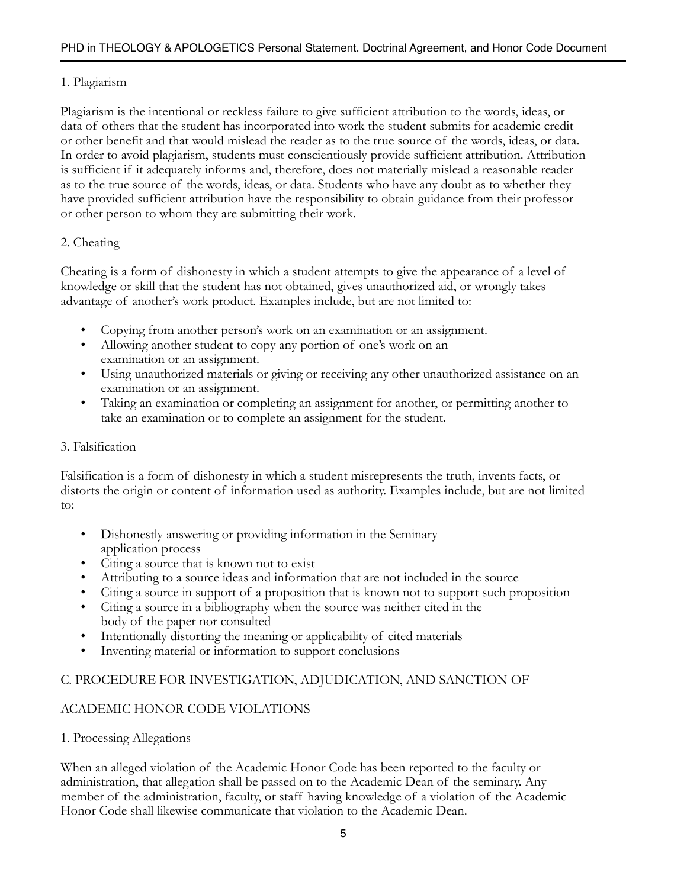### 1. Plagiarism

Plagiarism is the intentional or reckless failure to give sufficient attribution to the words, ideas, or data of others that the student has incorporated into work the student submits for academic credit or other benefit and that would mislead the reader as to the true source of the words, ideas, or data. In order to avoid plagiarism, students must conscientiously provide sufficient attribution. Attribution is sufficient if it adequately informs and, therefore, does not materially mislead a reasonable reader as to the true source of the words, ideas, or data. Students who have any doubt as to whether they have provided sufficient attribution have the responsibility to obtain guidance from their professor or other person to whom they are submitting their work.

### 2. Cheating

Cheating is a form of dishonesty in which a student attempts to give the appearance of a level of knowledge or skill that the student has not obtained, gives unauthorized aid, or wrongly takes advantage of another's work product. Examples include, but are not limited to:

- Copying from another person's work on an examination or an assignment.
- Allowing another student to copy any portion of one's work on an examination or an assignment.
- Using unauthorized materials or giving or receiving any other unauthorized assistance on an examination or an assignment.
- Taking an examination or completing an assignment for another, or permitting another to take an examination or to complete an assignment for the student.

### 3. Falsification

Falsification is a form of dishonesty in which a student misrepresents the truth, invents facts, or distorts the origin or content of information used as authority. Examples include, but are not limited to:

- Dishonestly answering or providing information in the Seminary application process
- Citing a source that is known not to exist
- Attributing to a source ideas and information that are not included in the source
- Citing a source in support of a proposition that is known not to support such proposition
- Citing a source in a bibliography when the source was neither cited in the body of the paper nor consulted
- Intentionally distorting the meaning or applicability of cited materials
- Inventing material or information to support conclusions

## C. PROCEDURE FOR INVESTIGATION, ADJUDICATION, AND SANCTION OF ACADEMIC HONOR CODE VIOLATIONS

### 1. Processing Allegations

When an alleged violation of the Academic Honor Code has been reported to the faculty or administration, that allegation shall be passed on to the Academic Dean of the seminary. Any member of the administration, faculty, or staff having knowledge of a violation of the Academic Honor Code shall likewise communicate that violation to the Academic Dean.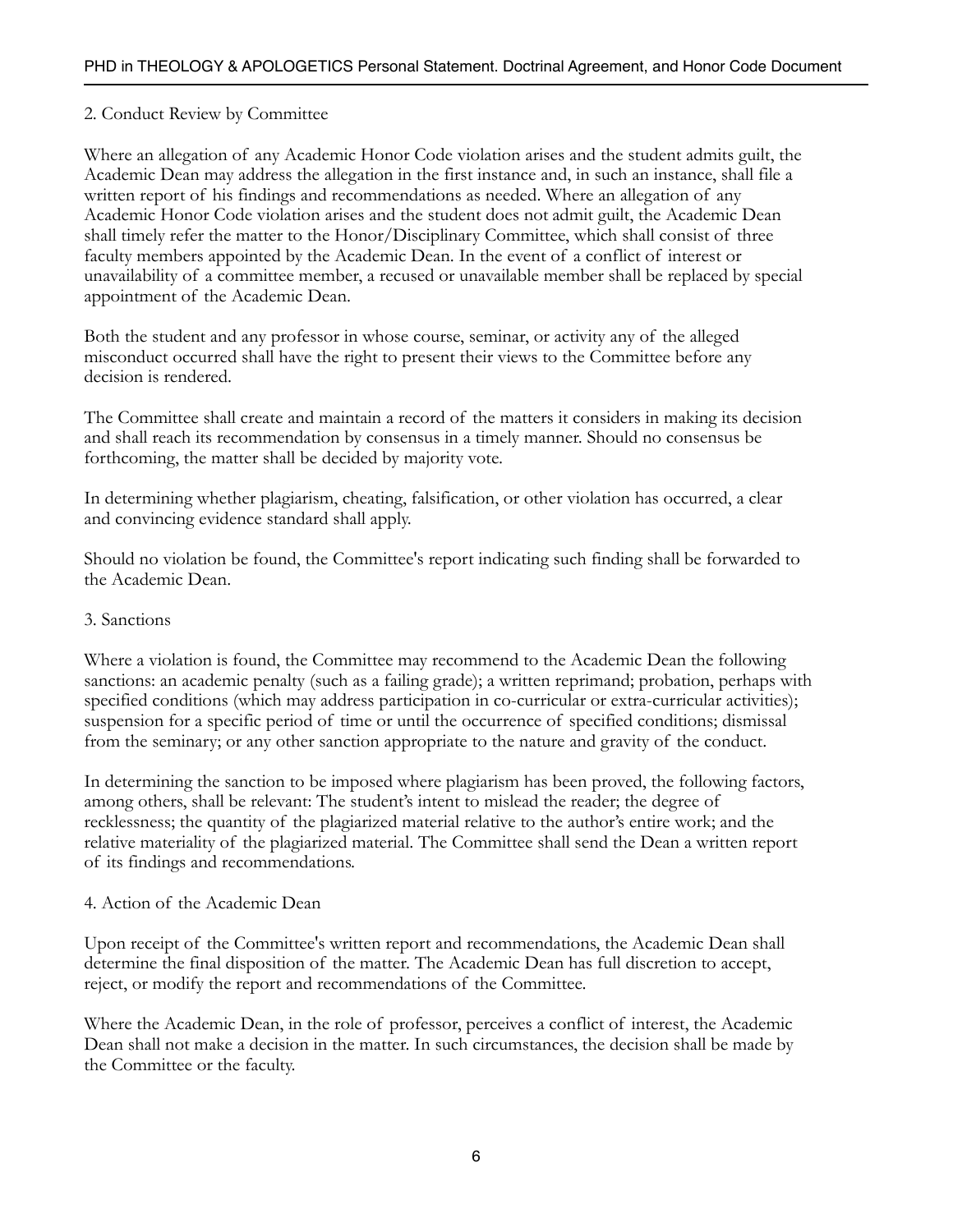2. Conduct Review by Committee

Where an allegation of any Academic Honor Code violation arises and the student admits guilt, the Academic Dean may address the allegation in the first instance and, in such an instance, shall file a written report of his findings and recommendations as needed. Where an allegation of any Academic Honor Code violation arises and the student does not admit guilt, the Academic Dean shall timely refer the matter to the Honor/Disciplinary Committee, which shall consist of three faculty members appointed by the Academic Dean. In the event of a conflict of interest or unavailability of a committee member, a recused or unavailable member shall be replaced by special appointment of the Academic Dean.

Both the student and any professor in whose course, seminar, or activity any of the alleged misconduct occurred shall have the right to present their views to the Committee before any decision is rendered.

The Committee shall create and maintain a record of the matters it considers in making its decision and shall reach its recommendation by consensus in a timely manner. Should no consensus be forthcoming, the matter shall be decided by majority vote.

In determining whether plagiarism, cheating, falsification, or other violation has occurred, a clear and convincing evidence standard shall apply.

Should no violation be found, the Committee's report indicating such finding shall be forwarded to the Academic Dean.

3. Sanctions

Where a violation is found, the Committee may recommend to the Academic Dean the following sanctions: an academic penalty (such as a failing grade); a written reprimand; probation, perhaps with specified conditions (which may address participation in co-curricular or extra-curricular activities); suspension for a specific period of time or until the occurrence of specified conditions; dismissal from the seminary; or any other sanction appropriate to the nature and gravity of the conduct.

In determining the sanction to be imposed where plagiarism has been proved, the following factors, among others, shall be relevant: The student's intent to mislead the reader; the degree of recklessness; the quantity of the plagiarized material relative to the author's entire work; and the relative materiality of the plagiarized material. The Committee shall send the Dean a written report of its findings and recommendations.

4. Action of the Academic Dean

Upon receipt of the Committee's written report and recommendations, the Academic Dean shall determine the final disposition of the matter. The Academic Dean has full discretion to accept, reject, or modify the report and recommendations of the Committee.

Where the Academic Dean, in the role of professor, perceives a conflict of interest, the Academic Dean shall not make a decision in the matter. In such circumstances, the decision shall be made by the Committee or the faculty.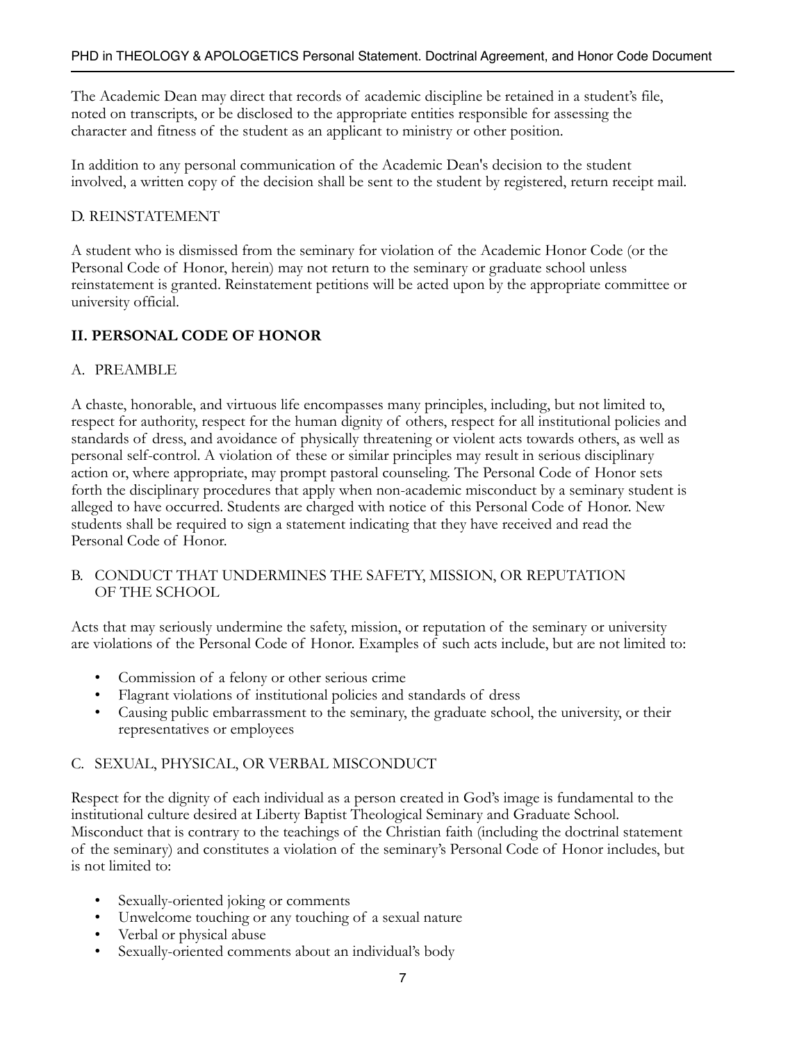The Academic Dean may direct that records of academic discipline be retained in a student's file, noted on transcripts, or be disclosed to the appropriate entities responsible for assessing the character and fitness of the student as an applicant to ministry or other position.

In addition to any personal communication of the Academic Dean's decision to the student involved, a written copy of the decision shall be sent to the student by registered, return receipt mail.

### D. REINSTATEMENT

A student who is dismissed from the seminary for violation of the Academic Honor Code (or the Personal Code of Honor, herein) may not return to the seminary or graduate school unless reinstatement is granted. Reinstatement petitions will be acted upon by the appropriate committee or university official.

## II. PERSONAL CODE OF HONOR

### A. PREAMBLE

A chaste, honorable, and virtuous life encompasses many principles, including, but not limited to, respect for authority, respect for the human dignity of others, respect for all institutional policies and standards of dress, and avoidance of physically threatening or violent acts towards others, as well as personal self-control. A violation of these or similar principles may result in serious disciplinary action or, where appropriate, may prompt pastoral counseling. The Personal Code of Honor sets forth the disciplinary procedures that apply when non-academic misconduct by a seminary student is alleged to have occurred. Students are charged with notice of this Personal Code of Honor. New students shall be required to sign a statement indicating that they have received and read the Personal Code of Honor.

### B. CONDUCT THAT UNDERMINES THE SAFETY, MISSION, OR REPUTATION OF THE SCHOOL

Acts that may seriously undermine the safety, mission, or reputation of the seminary or university are violations of the Personal Code of Honor. Examples of such acts include, but are not limited to:

- Commission of a felony or other serious crime
- Flagrant violations of institutional policies and standards of dress
- Causing public embarrassment to the seminary, the graduate school, the university, or their representatives or employees

### C. SEXUAL, PHYSICAL, OR VERBAL MISCONDUCT

Respect for the dignity of each individual as a person created in God's image is fundamental to the institutional culture desired at Liberty Baptist Theological Seminary and Graduate School. Misconduct that is contrary to the teachings of the Christian faith (including the doctrinal statement of the seminary) and constitutes a violation of the seminary's Personal Code of Honor includes, but is not limited to:

- Sexually-oriented joking or comments
- Unwelcome touching or any touching of a sexual nature
- Verbal or physical abuse
- Sexually-oriented comments about an individual's body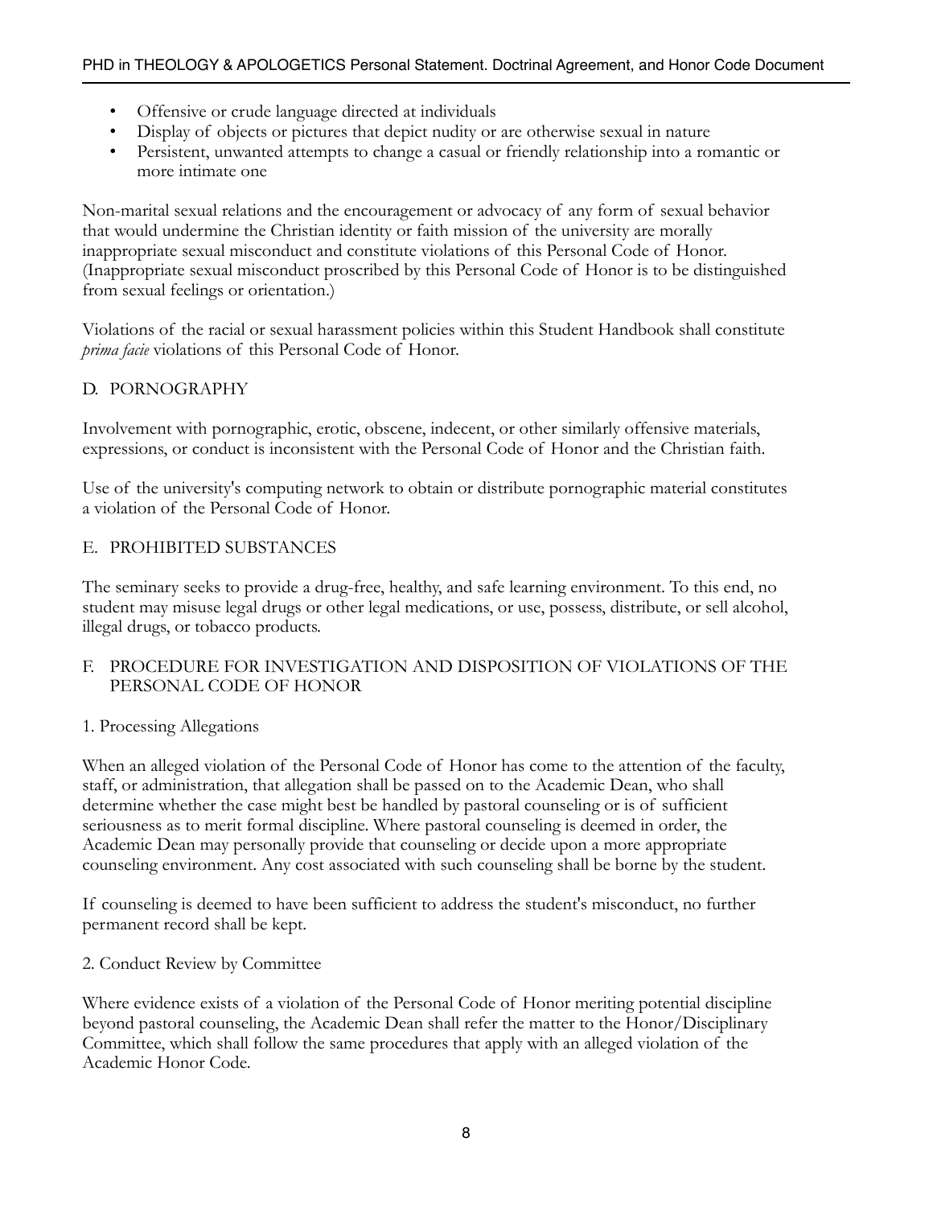- Offensive or crude language directed at individuals
- Display of objects or pictures that depict nudity or are otherwise sexual in nature
- Persistent, unwanted attempts to change a casual or friendly relationship into a romantic or more intimate one

Non-marital sexual relations and the encouragement or advocacy of any form of sexual behavior that would undermine the Christian identity or faith mission of the university are morally inappropriate sexual misconduct and constitute violations of this Personal Code of Honor. (Inappropriate sexual misconduct proscribed by this Personal Code of Honor is to be distinguished from sexual feelings or orientation.)

Violations of the racial or sexual harassment policies within this Student Handbook shall constitute *prima facie* violations of this Personal Code of Honor.

## D. PORNOGRAPHY

Involvement with pornographic, erotic, obscene, indecent, or other similarly offensive materials, expressions, or conduct is inconsistent with the Personal Code of Honor and the Christian faith.

Use of the university's computing network to obtain or distribute pornographic material constitutes a violation of the Personal Code of Honor.

## E. PROHIBITED SUBSTANCES

The seminary seeks to provide a drug-free, healthy, and safe learning environment. To this end, no student may misuse legal drugs or other legal medications, or use, possess, distribute, or sell alcohol, illegal drugs, or tobacco products.

## F. PROCEDURE FOR INVESTIGATION AND DISPOSITION OF VIOLATIONS OF THE PERSONAL CODE OF HONOR

### 1. Processing Allegations

When an alleged violation of the Personal Code of Honor has come to the attention of the faculty, staff, or administration, that allegation shall be passed on to the Academic Dean, who shall determine whether the case might best be handled by pastoral counseling or is of sufficient seriousness as to merit formal discipline. Where pastoral counseling is deemed in order, the Academic Dean may personally provide that counseling or decide upon a more appropriate counseling environment. Any cost associated with such counseling shall be borne by the student.

If counseling is deemed to have been sufficient to address the student's misconduct, no further permanent record shall be kept.

### 2. Conduct Review by Committee

Where evidence exists of a violation of the Personal Code of Honor meriting potential discipline beyond pastoral counseling, the Academic Dean shall refer the matter to the Honor/Disciplinary Committee, which shall follow the same procedures that apply with an alleged violation of the Academic Honor Code.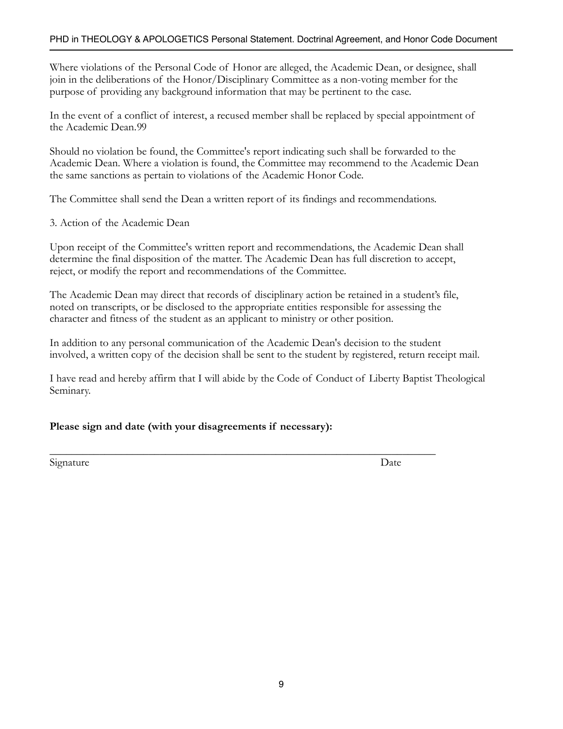Where violations of the Personal Code of Honor are alleged, the Academic Dean, or designee, shall join in the deliberations of the Honor/Disciplinary Committee as a non-voting member for the purpose of providing any background information that may be pertinent to the case.

In the event of a conflict of interest, a recused member shall be replaced by special appointment of the Academic Dean.99

Should no violation be found, the Committee's report indicating such shall be forwarded to the Academic Dean. Where a violation is found, the Committee may recommend to the Academic Dean the same sanctions as pertain to violations of the Academic Honor Code.

The Committee shall send the Dean a written report of its findings and recommendations.

3. Action of the Academic Dean

Upon receipt of the Committee's written report and recommendations, the Academic Dean shall determine the final disposition of the matter. The Academic Dean has full discretion to accept, reject, or modify the report and recommendations of the Committee.

The Academic Dean may direct that records of disciplinary action be retained in a student's file, noted on transcripts, or be disclosed to the appropriate entities responsible for assessing the character and fitness of the student as an applicant to ministry or other position.

In addition to any personal communication of the Academic Dean's decision to the student involved, a written copy of the decision shall be sent to the student by registered, return receipt mail.

I have read and hereby affirm that I will abide by the Code of Conduct of Liberty Baptist Theological Seminary.

**Please sign and date (with your disagreements if necessary):**

\_\_\_\_\_\_\_\_\_\_\_\_\_\_\_\_\_\_\_\_\_\_\_\_\_\_\_\_\_\_\_\_\_\_\_\_\_\_\_\_\_\_\_\_\_\_\_\_\_\_\_\_\_\_\_\_\_\_\_\_\_\_\_\_\_\_\_\_

Signature                                                                                                    Date